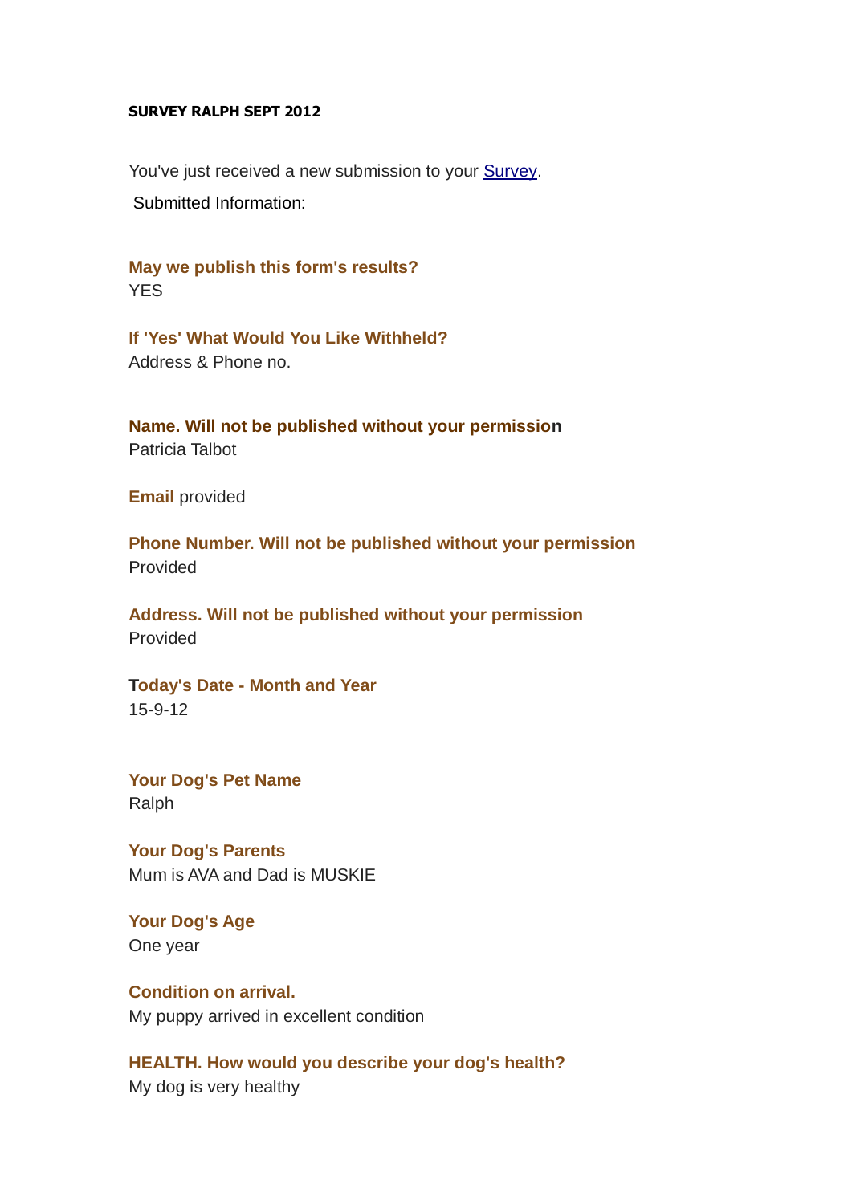**SURVEY RALPH SEPT 2012**

You've just received a new submission to your Survey.

Submitted Information:

**May we publish this form's results?**
YES

**If 'Yes' What Would You Like Withheld?**
Address & Phone no.

**Name. Will not be published without your permission**
Patricia Talbot

**Email** provided

**Phone Number. Will not be published without your permission**
Provided

**Address. Will not be published without your permission**
Provided

**Today's Date - Month and Year**
15-9-12

**Your Dog's Pet Name**
Ralph

**Your Dog's Parents**
Mum is AVA and Dad is MUSKIE

**Your Dog's Age**
One year

**Condition on arrival.**
My puppy arrived in excellent condition

**HEALTH. How would you describe your dog's health?**
My dog is very healthy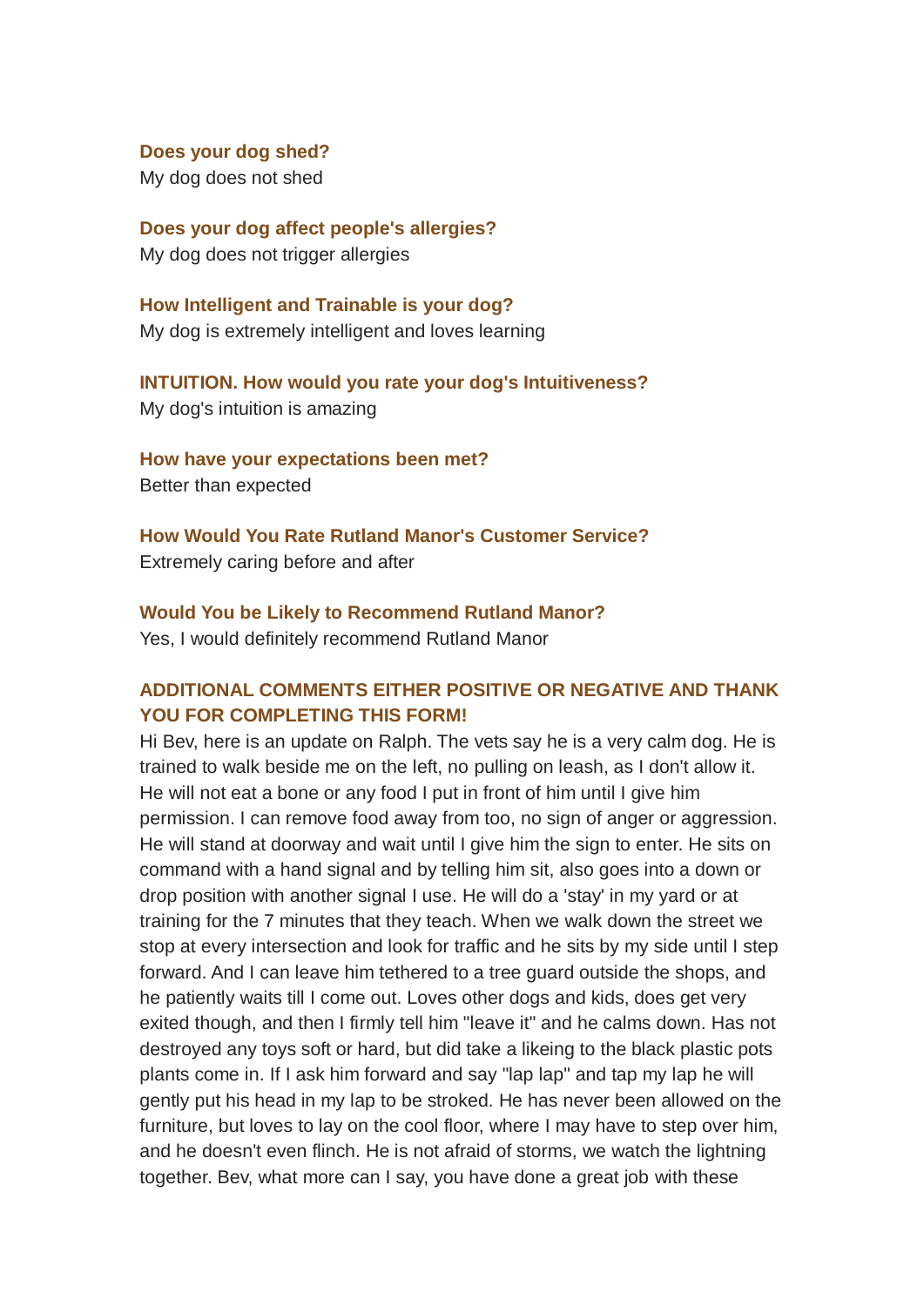**Does your dog shed?**
My dog does not shed

**Does your dog affect people's allergies?**
My dog does not trigger allergies

**How Intelligent and Trainable is your dog?**
My dog is extremely intelligent and loves learning

**INTUITION. How would you rate your dog's Intuitiveness?**
My dog's intuition is amazing

**How have your expectations been met?**
Better than expected

**How Would You Rate Rutland Manor's Customer Service?**
Extremely caring before and after

**Would You be Likely to Recommend Rutland Manor?**
Yes, I would definitely recommend Rutland Manor

**ADDITIONAL COMMENTS EITHER POSITIVE OR NEGATIVE AND THANK YOU FOR COMPLETING THIS FORM!**
Hi Bev, here is an update on Ralph. The vets say he is a very calm dog. He is trained to walk beside me on the left, no pulling on leash, as I don't allow it. He will not eat a bone or any food I put in front of him until I give him permission. I can remove food away from too, no sign of anger or aggression. He will stand at doorway and wait until I give him the sign to enter. He sits on command with a hand signal and by telling him sit, also goes into a down or drop position with another signal I use. He will do a 'stay' in my yard or at training for the 7 minutes that they teach. When we walk down the street we stop at every intersection and look for traffic and he sits by my side until I step forward. And I can leave him tethered to a tree guard outside the shops, and he patiently waits till I come out. Loves other dogs and kids, does get very exited though, and then I firmly tell him "leave it" and he calms down. Has not destroyed any toys soft or hard, but did take a likeing to the black plastic pots plants come in. If I ask him forward and say "lap lap" and tap my lap he will gently put his head in my lap to be stroked. He has never been allowed on the furniture, but loves to lay on the cool floor, where I may have to step over him, and he doesn't even flinch. He is not afraid of storms, we watch the lightning together. Bev, what more can I say, you have done a great job with these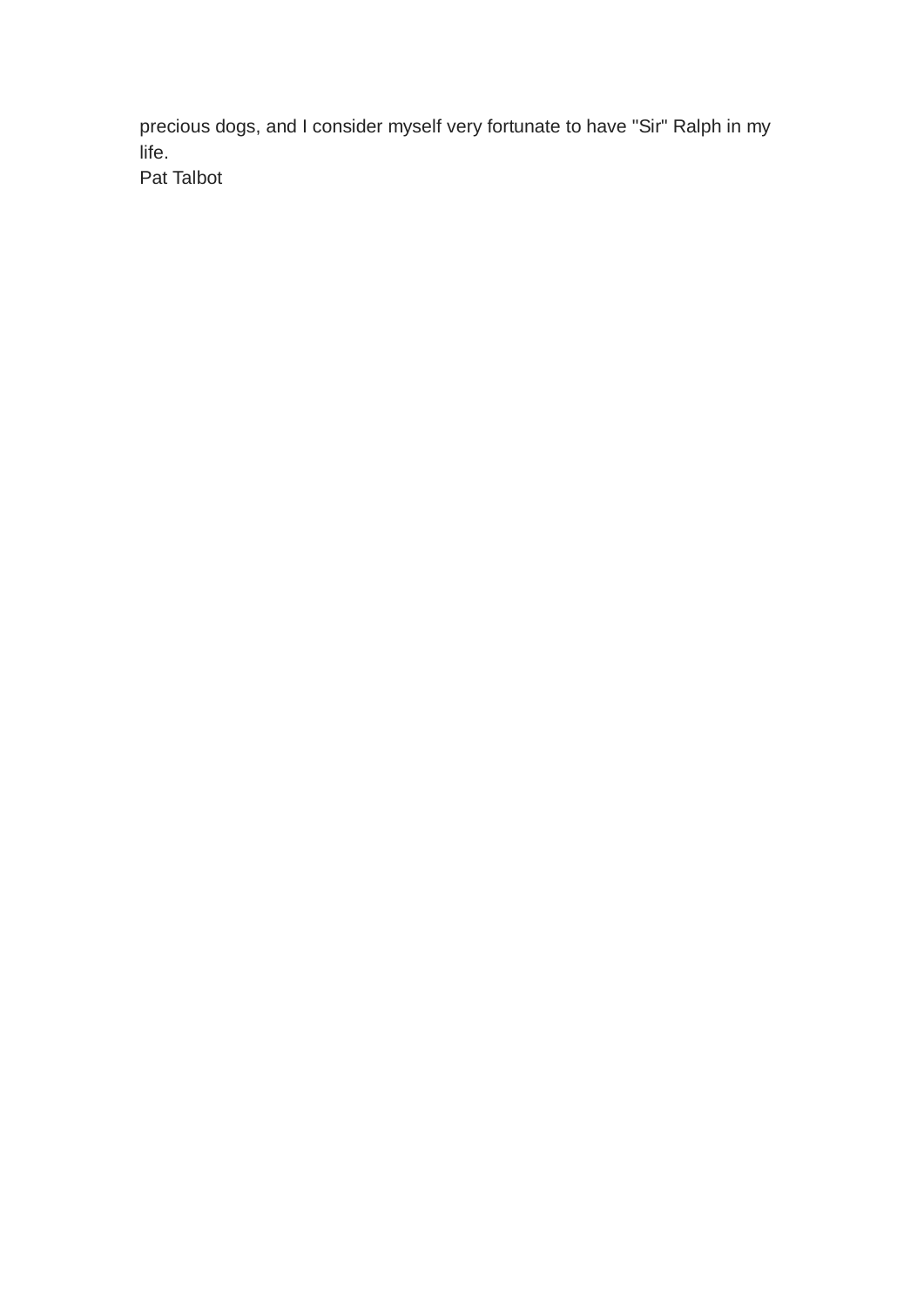precious dogs, and I consider myself very fortunate to have "Sir" Ralph in my life.

Pat Talbot